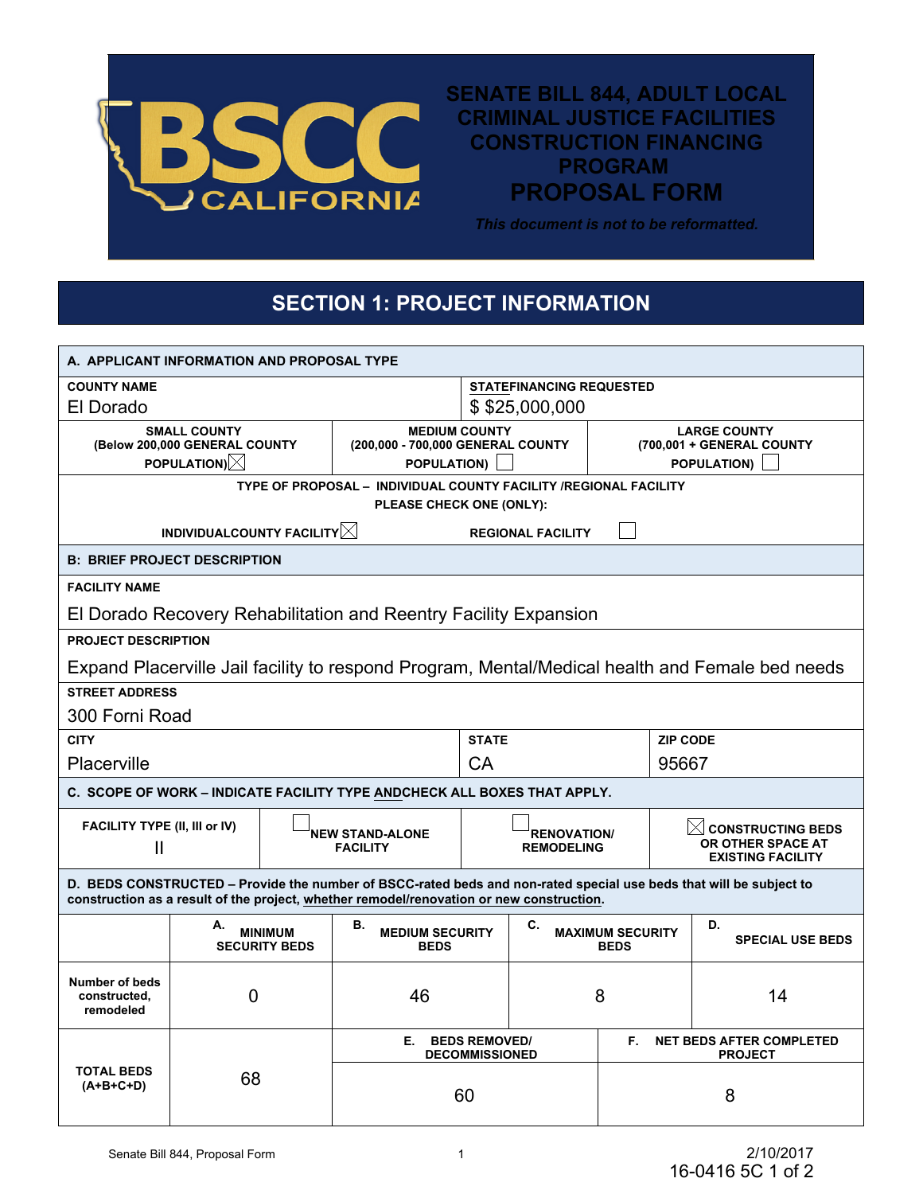# SENATE BILL 844, ADULT LOCAL CRIMINAL JUSTICE FACILITIES CONSTRUCTION FINANCING PROGRAM PROPOSAL FORM

*This document is not to be reformatted.*

## SECTION 1: PROJECT INFORMATION

**A. APPLICANT INFORMATION AND PROPOSAL TYPE**

| COUNTY NAME | STATE FINANCING REQUESTED |
|---|---|
| El Dorado | $ $25,000,000 |

| SMALL COUNTY (Below 200,000 GENERAL COUNTY POPULATION) ☒ | MEDIUM COUNTY (200,000 - 700,000 GENERAL COUNTY POPULATION) ☐ | LARGE COUNTY (700,001 + GENERAL COUNTY POPULATION) ☐ |
|---|---|---|

**TYPE OF PROPOSAL – INDIVIDUAL COUNTY FACILITY /REGIONAL FACILITY**
**PLEASE CHECK ONE (ONLY):**

INDIVIDUALCOUNTY FACILITY ☒ REGIONAL FACILITY ☐

**B: BRIEF PROJECT DESCRIPTION**

**FACILITY NAME**
El Dorado Recovery Rehabilitation and Reentry Facility Expansion

**PROJECT DESCRIPTION**
Expand Placerville Jail facility to respond Program, Mental/Medical health and Female bed needs

**STREET ADDRESS**
300 Forni Road

| CITY | STATE | ZIP CODE |
|---|---|---|
| Placerville | CA | 95667 |

**C. SCOPE OF WORK – INDICATE FACILITY TYPE AND CHECK ALL BOXES THAT APPLY.**

| FACILITY TYPE (II, III or IV) | ☐ NEW STAND-ALONE FACILITY | ☐ RENOVATION/ REMODELING | ☒ CONSTRUCTING BEDS OR OTHER SPACE AT EXISTING FACILITY |
|---|---|---|---|
| II | | | |

**D. BEDS CONSTRUCTED – Provide the number of BSCC-rated beds and non-rated special use beds that will be subject to construction as a result of the project, whether remodel/renovation or new construction.**

| | A. MINIMUM SECURITY BEDS | B. MEDIUM SECURITY BEDS | C. MAXIMUM SECURITY BEDS | D. SPECIAL USE BEDS |
|---|---|---|---|---|
| Number of beds constructed, remodeled | 0 | 46 | 8 | 14 |

| TOTAL BEDS (A+B+C+D) | | E. BEDS REMOVED/ DECOMMISSIONED | F. NET BEDS AFTER COMPLETED PROJECT |
|---|---|---|---|
| | 68 | 60 | 8 |

16-0416 5C 1 of 2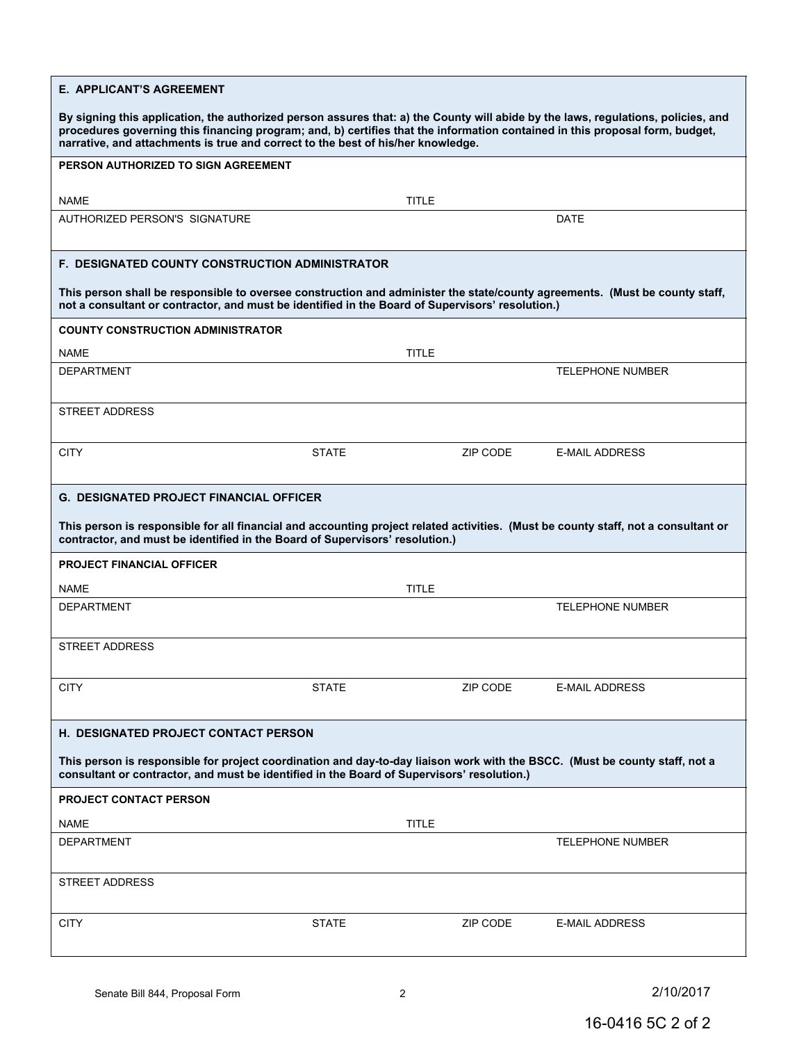## E. APPLICANT'S AGREEMENT

**By signing this application, the authorized person assures that: a) the County will abide by the laws, regulations, policies, and procedures governing this financing program; and, b) certifies that the information contained in this proposal form, budget, narrative, and attachments is true and correct to the best of his/her knowledge.**

**PERSON AUTHORIZED TO SIGN AGREEMENT**

| | | |
|---|---|---|
| NAME | TITLE | |
| AUTHORIZED PERSON'S SIGNATURE | | DATE |

## F. DESIGNATED COUNTY CONSTRUCTION ADMINISTRATOR

**This person shall be responsible to oversee construction and administer the state/county agreements. (Must be county staff, not a consultant or contractor, and must be identified in the Board of Supervisors' resolution.)**

**COUNTY CONSTRUCTION ADMINISTRATOR**

| | | | |
|---|---|---|---|
| NAME | | TITLE | |
| DEPARTMENT | | | TELEPHONE NUMBER |
| STREET ADDRESS | | | |
| CITY | STATE | ZIP CODE | E-MAIL ADDRESS |

## G. DESIGNATED PROJECT FINANCIAL OFFICER

**This person is responsible for all financial and accounting project related activities. (Must be county staff, not a consultant or contractor, and must be identified in the Board of Supervisors' resolution.)**

**PROJECT FINANCIAL OFFICER**

| | | | |
|---|---|---|---|
| NAME | | TITLE | |
| DEPARTMENT | | | TELEPHONE NUMBER |
| STREET ADDRESS | | | |
| CITY | STATE | ZIP CODE | E-MAIL ADDRESS |

## H. DESIGNATED PROJECT CONTACT PERSON

**This person is responsible for project coordination and day-to-day liaison work with the BSCC. (Must be county staff, not a consultant or contractor, and must be identified in the Board of Supervisors' resolution.)**

**PROJECT CONTACT PERSON**

| | | | |
|---|---|---|---|
| NAME | | TITLE | |
| DEPARTMENT | | | TELEPHONE NUMBER |
| STREET ADDRESS | | | |
| CITY | STATE | ZIP CODE | E-MAIL ADDRESS |